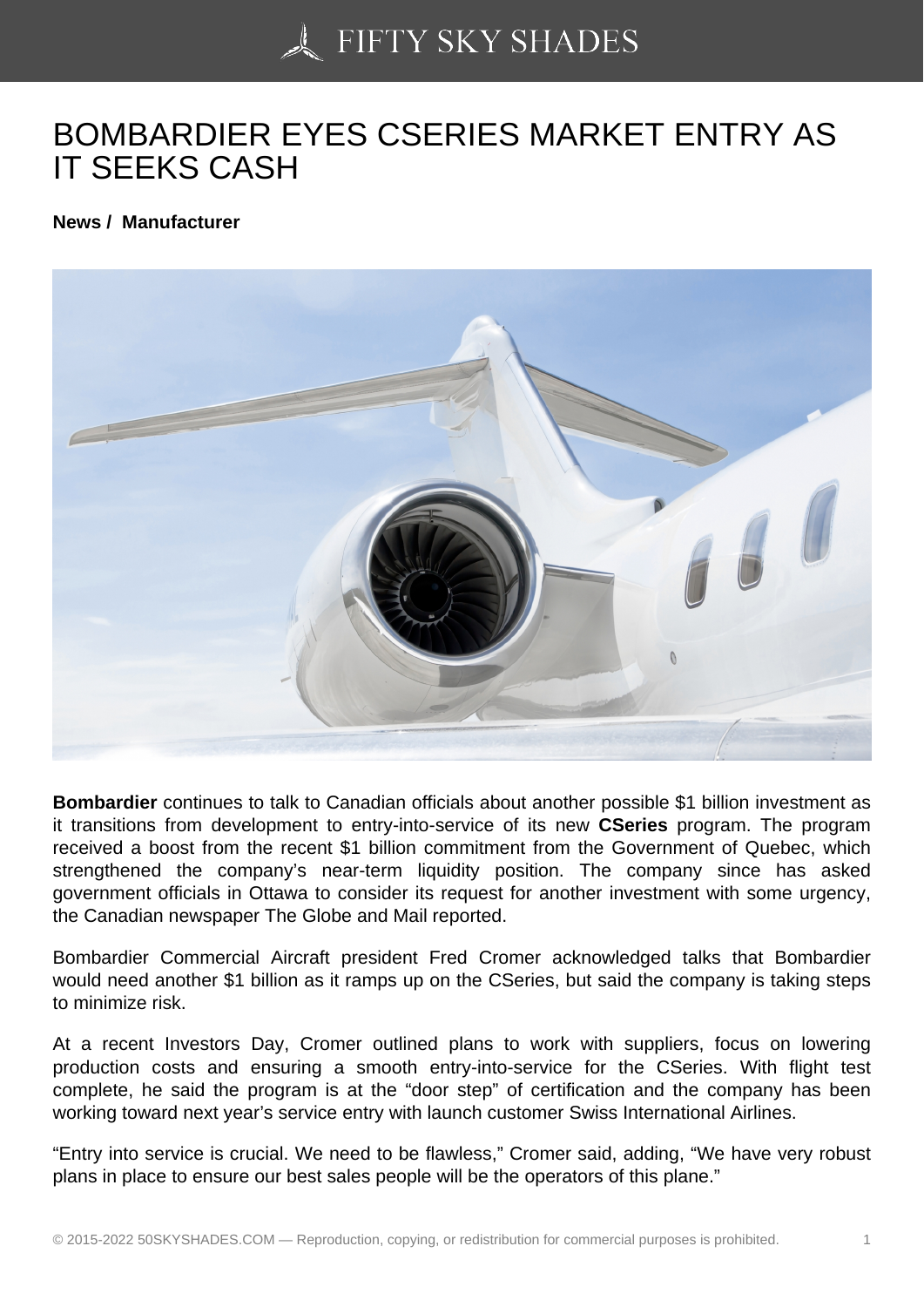# BOMBARDIER EYES CSERIES MARKET ENTRY AS IT SEEKS CASH

**News / Manufacturer**

**Bombardier** continues to talk to Canadian officials about another possible $1 billion investment as it transitions from development to entry-into-service of its new **CSeries** program. The program received a boost from the recent $1 billion commitment from the Government of Quebec, which strengthened the company's near-term liquidity position. The company since has asked government officials in Ottawa to consider its request for another investment with some urgency, the Canadian newspaper The Globe and Mail reported.

Bombardier Commercial Aircraft president Fred Cromer acknowledged talks that Bombardier would need another $1 billion as it ramps up on the CSeries, but said the company is taking steps to minimize risk.

At a recent Investors Day, Cromer outlined plans to work with suppliers, focus on lowering production costs and ensuring a smooth entry-into-service for the CSeries. With flight test complete, he said the program is at the "door step" of certification and the company has been working toward next year's service entry with launch customer Swiss International Airlines.

"Entry into service is crucial. We need to be flawless," Cromer said, adding, "We have very robust plans in place to ensure our best sales people will be the operators of this plane."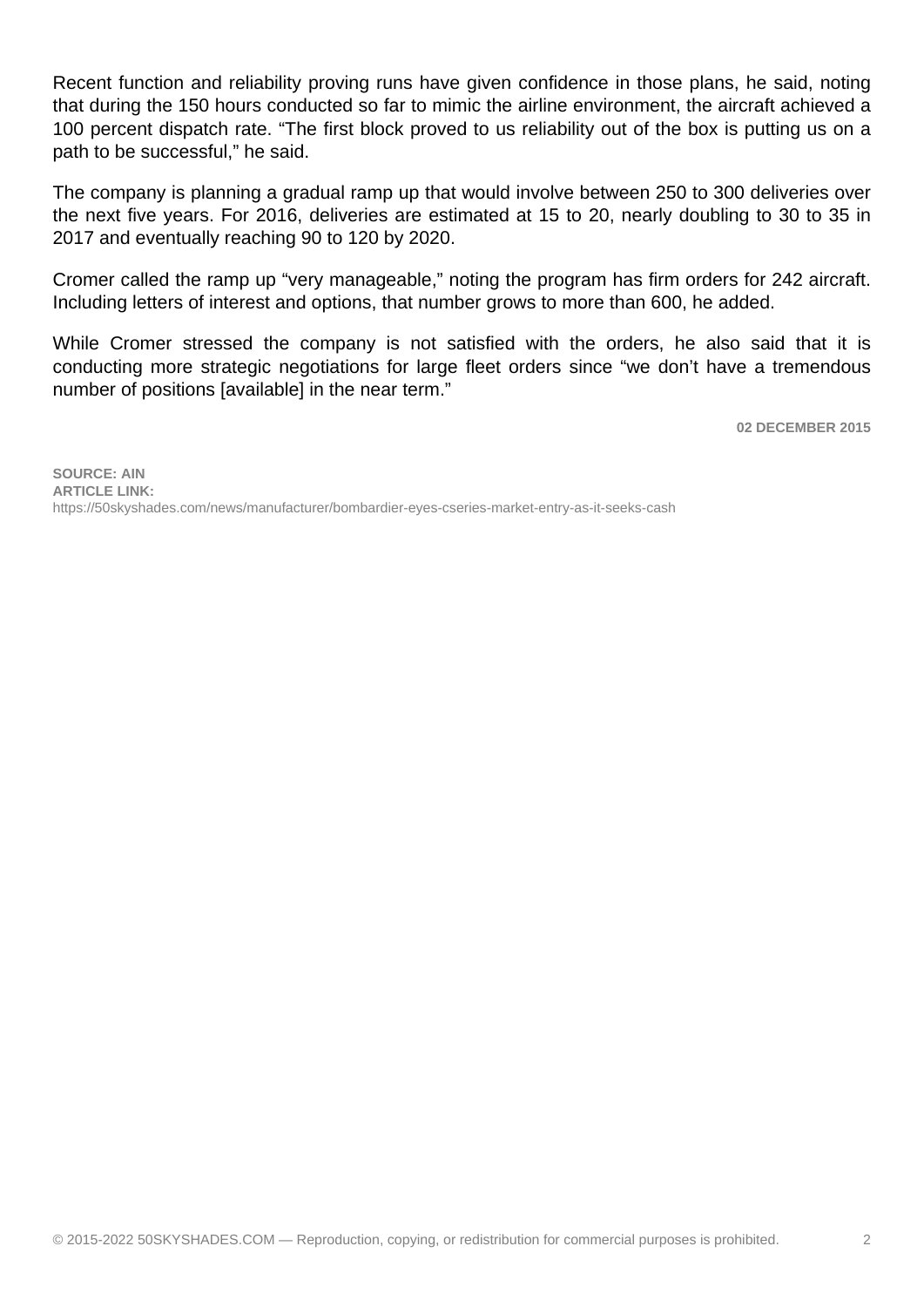Recent function and reliability proving runs have given confidence in those plans, he said, noting that during the 150 hours conducted so far to mimic the airline environment, the aircraft achieved a 100 percent dispatch rate. “The first block proved to us reliability out of the box is putting us on a path to be successful,” he said.

The company is planning a gradual ramp up that would involve between 250 to 300 deliveries over the next five years. For 2016, deliveries are estimated at 15 to 20, nearly doubling to 30 to 35 in 2017 and eventually reaching 90 to 120 by 2020.

Cromer called the ramp up “very manageable,” noting the program has firm orders for 242 aircraft. Including letters of interest and options, that number grows to more than 600, he added.

While Cromer stressed the company is not satisfied with the orders, he also said that it is conducting more strategic negotiations for large fleet orders since “we don’t have a tremendous number of positions [available] in the near term.”

**02 DECEMBER 2015**

**SOURCE: AIN**
**ARTICLE LINK:**
https://50skyshades.com/news/manufacturer/bombardier-eyes-cseries-market-entry-as-it-seeks-cash